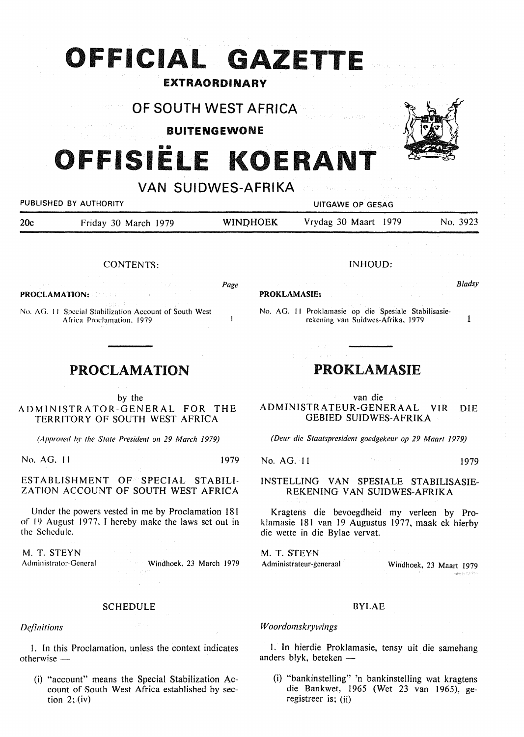# OFFICIAL GAZETTE

**EXTRAORDINARY**

## OF SOUTH WEST AFRICA

**BUITENGEWONE**

# OFFISIËLE KOERANT

## VAN SUIDWES-AFRIKA

PUBLISHED BY AUTHORITY — UITGAWE OP GESAG

20c — Friday 30 March 1979 — WINDHOEK — Vrydag 30 Maart 1979 — No. 3923

CONTENTS:

| | Page |
|---|---|
| **PROCLAMATION:** | |
| No. AG. 11 Special Stabilization Account of South West Africa Proclamation, 1979 | 1 |

## PROCLAMATION

by the
ADMINISTRATOR-GENERAL FOR THE TERRITORY OF SOUTH WEST AFRICA

*(Approved by the State President on 29 March 1979)*

No. AG. 11 — 1979

ESTABLISHMENT OF SPECIAL STABILIZATION ACCOUNT OF SOUTH WEST AFRICA

Under the powers vested in me by Proclamation 181 of 19 August 1977, I hereby make the laws set out in the Schedule.

M. T. STEYN
Administrator-General — Windhoek, 23 March 1979

SCHEDULE

*Definitions*

1. In this Proclamation, unless the context indicates otherwise —

(i) "account" means the Special Stabilization Account of South West Africa established by section 2; (iv)

INHOUD:

| | Bladsy |
|---|---|
| **PROKLAMASIE:** | |
| No. AG. 11 Proklamasie op die Spesiale Stabilisasierekening van Suidwes-Afrika, 1979 | 1 |

## PROKLAMASIE

van die
ADMINISTRATEUR-GENERAAL VIR DIE GEBIED SUIDWES-AFRIKA

*(Deur die Staatspresident goedgekeur op 29 Maart 1979)*

No. AG. 11 — 1979

INSTELLING VAN SPESIALE STABILISASIEREKENING VAN SUIDWES-AFRIKA

Kragtens die bevoegdheid my verleen by Proklamasie 181 van 19 Augustus 1977, maak ek hierby die wette in die Bylae vervat.

M. T. STEYN
Administrateur-generaal — Windhoek, 23 Maart 1979

BYLAE

*Woordomskrywings*

1. In hierdie Proklamasie, tensy uit die samehang anders blyk, beteken —

(i) "bankinstelling" 'n bankinstelling wat kragtens die Bankwet, 1965 (Wet 23 van 1965), geregistreer is; (ii)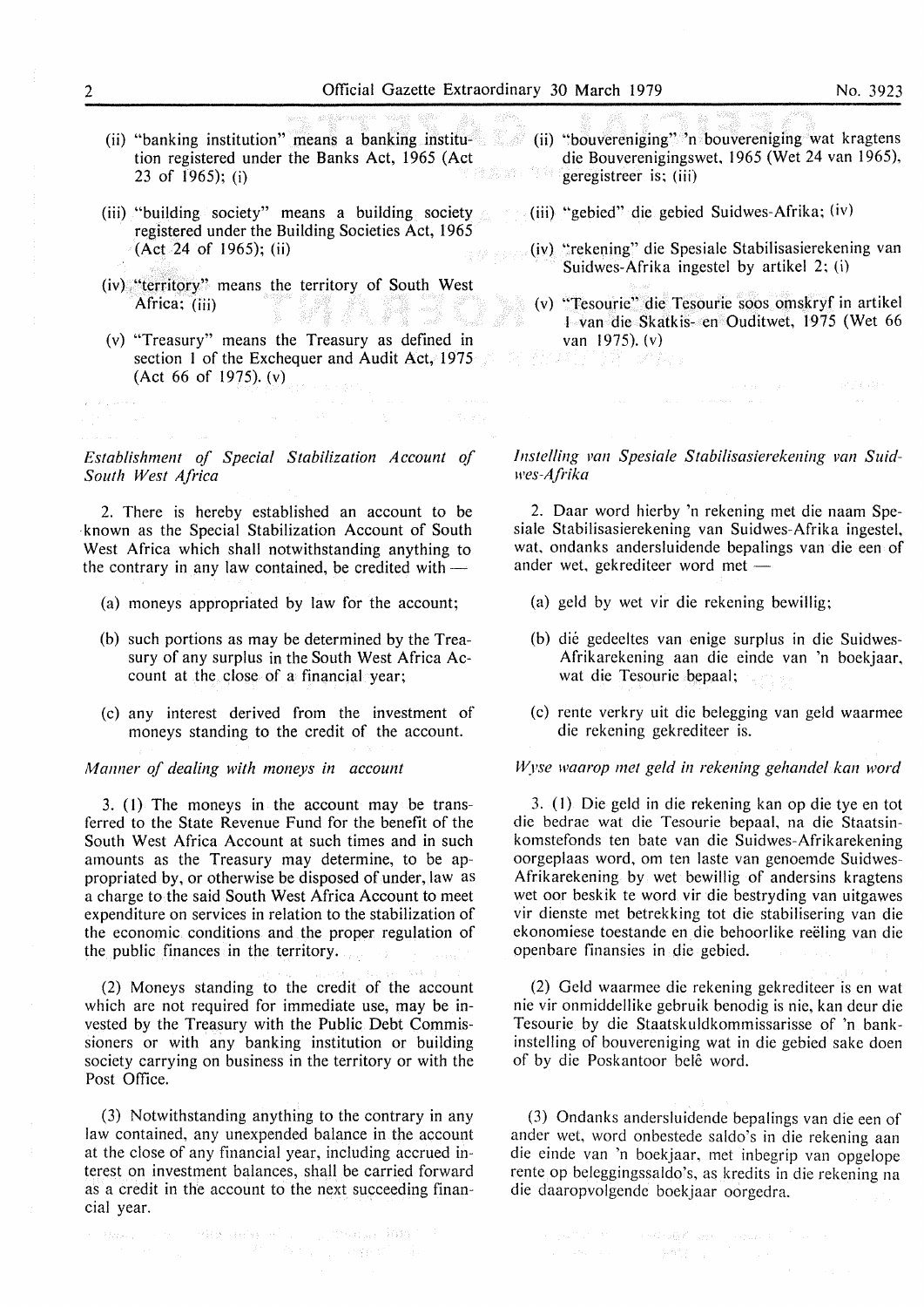(ii) "banking institution" means a banking institution registered under the Banks Act, 1965 (Act 23 of 1965); (i)

(iii) "building society" means a building society registered under the Building Societies Act, 1965 (Act 24 of 1965); (ii)

(iv) "territory" means the territory of South West Africa; (iii)

(v) "Treasury" means the Treasury as defined in section 1 of the Exchequer and Audit Act, 1975 (Act 66 of 1975). (v)

*Establishment of Special Stabilization Account of South West Africa*

2. There is hereby established an account to be known as the Special Stabilization Account of South West Africa which shall notwithstanding anything to the contrary in any law contained, be credited with —

(a) moneys appropriated by law for the account;

(b) such portions as may be determined by the Treasury of any surplus in the South West Africa Account at the close of a financial year;

(c) any interest derived from the investment of moneys standing to the credit of the account.

*Manner of dealing with moneys in account*

3. (1) The moneys in the account may be transferred to the State Revenue Fund for the benefit of the South West Africa Account at such times and in such amounts as the Treasury may determine, to be appropriated by, or otherwise be disposed of under, law as a charge to the said South West Africa Account to meet expenditure on services in relation to the stabilization of the economic conditions and the proper regulation of the public finances in the territory.

(2) Moneys standing to the credit of the account which are not required for immediate use, may be invested by the Treasury with the Public Debt Commissioners or with any banking institution or building society carrying on business in the territory or with the Post Office.

(3) Notwithstanding anything to the contrary in any law contained, any unexpended balance in the account at the close of any financial year, including accrued interest on investment balances, shall be carried forward as a credit in the account to the next succeeding financial year.

(ii) "bouvereniging" 'n bouvereniging wat kragtens die Bouverenigingswet, 1965 (Wet 24 van 1965), geregistreer is; (iii)

(iii) "gebied" die gebied Suidwes-Afrika; (iv)

(iv) "rekening" die Spesiale Stabilisasierekening van Suidwes-Afrika ingestel by artikel 2; (i)

(v) "Tesourie" die Tesourie soos omskryf in artikel 1 van die Skatkis- en Ouditwet, 1975 (Wet 66 van 1975). (v)

*Instelling van Spesiale Stabilisasierekening van Suidwes-Afrika*

2. Daar word hierby 'n rekening met die naam Spesiale Stabilisasierekening van Suidwes-Afrika ingestel, wat, ondanks andersluidende bepalings van die een of ander wet, gekrediteer word met —

(a) geld by wet vir die rekening bewillig;

(b) dié gedeeltes van enige surplus in die Suidwes-Afrikarekening aan die einde van 'n boekjaar, wat die Tesourie bepaal;

(c) rente verkry uit die belegging van geld waarmee die rekening gekrediteer is.

*Wyse waarop met geld in rekening gehandel kan word*

3. (1) Die geld in die rekening kan op die tye en tot die bedrae wat die Tesourie bepaal, na die Staatsinkomstefonds ten bate van die Suidwes-Afrikarekening oorgeplaas word, om ten laste van genoemde Suidwes-Afrikarekening by wet bewillig of andersins kragtens wet oor beskik te word vir die bestryding van uitgawes vir dienste met betrekking tot die stabilisering van die ekonomiese toestande en die behoorlike reëling van die openbare finansies in die gebied.

(2) Geld waarmee die rekening gekrediteer is en wat nie vir onmiddellike gebruik benodig is nie, kan deur die Tesourie by die Staatskuldkommissarisse of 'n bankinstelling of bouvereniging wat in die gebied sake doen of by die Poskantoor belê word.

(3) Ondanks andersluidende bepalings van die een of ander wet, word onbestede saldo's in die rekening aan die einde van 'n boekjaar, met inbegrip van opgelope rente op beleggingssaldo's, as kredits in die rekening na die daaropvolgende boekjaar oorgedra.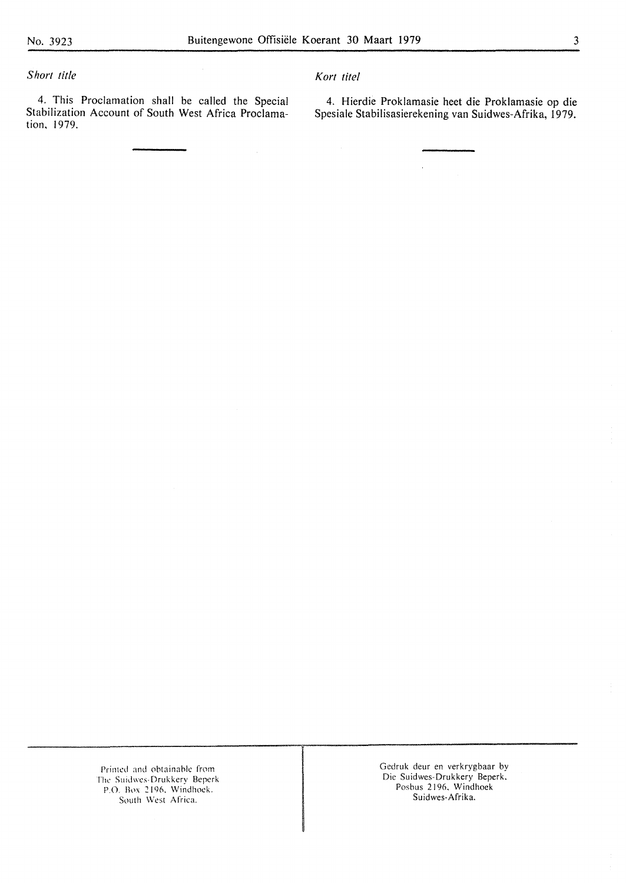*Short title*

4. This Proclamation shall be called the Special Stabilization Account of South West Africa Proclamation, 1979.

*Kort titel*

4. Hierdie Proklamasie heet die Proklamasie op die Spesiale Stabilisasierekening van Suidwes-Afrika, 1979.

---

Printed and obtainable from
The Suidwes-Drukkery Beperk
P.O. Box 2196, Windhoek.
South West Africa.

Gedruk deur en verkrygbaar by
Die Suidwes-Drukkery Beperk,
Posbus 2196, Windhoek
Suidwes-Afrika.